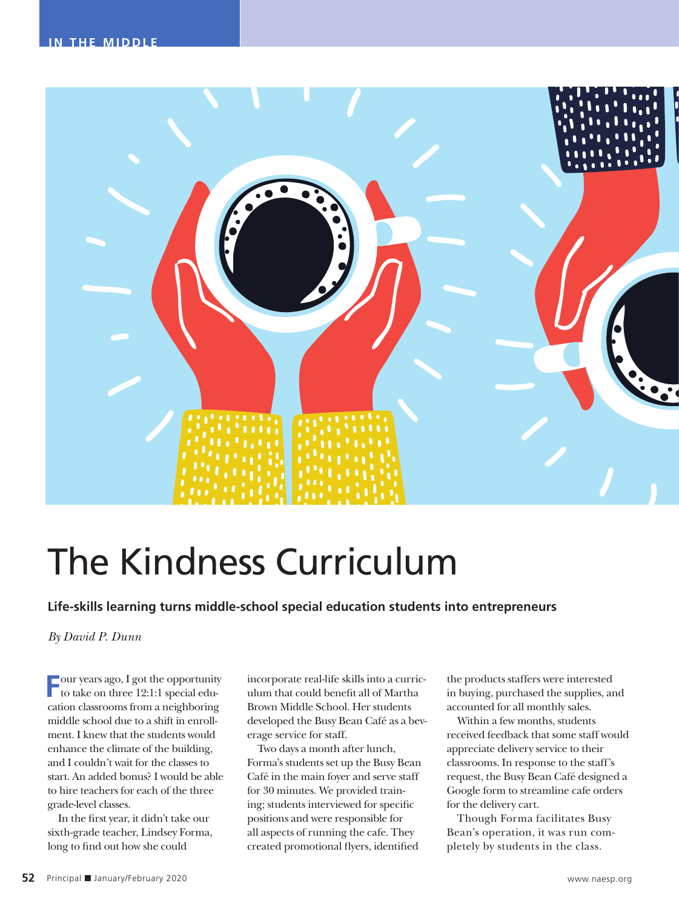# The Kindness Curriculum

**Life-skills learning turns middle-school special education students into entrepreneurs**

*By David P. Dunn*

Four years ago, I got the opportunity to take on three 12:1:1 special education classrooms from a neighboring middle school due to a shift in enrollment. I knew that the students would enhance the climate of the building, and I couldn't wait for the classes to start. An added bonus? I would be able to hire teachers for each of the three grade-level classes.

In the first year, it didn't take our sixth-grade teacher, Lindsey Forma, long to find out how she could incorporate real-life skills into a curriculum that could benefit all of Martha Brown Middle School. Her students developed the Busy Bean Café as a beverage service for staff.

Two days a month after lunch, Forma's students set up the Busy Bean Café in the main foyer and serve staff for 30 minutes. We provided training; students interviewed for specific positions and were responsible for all aspects of running the cafe. They created promotional flyers, identified the products staffers were interested in buying, purchased the supplies, and accounted for all monthly sales.

Within a few months, students received feedback that some staff would appreciate delivery service to their classrooms. In response to the staff's request, the Busy Bean Café designed a Google form to streamline cafe orders for the delivery cart.

Though Forma facilitates Busy Bean's operation, it was run completely by students in the class.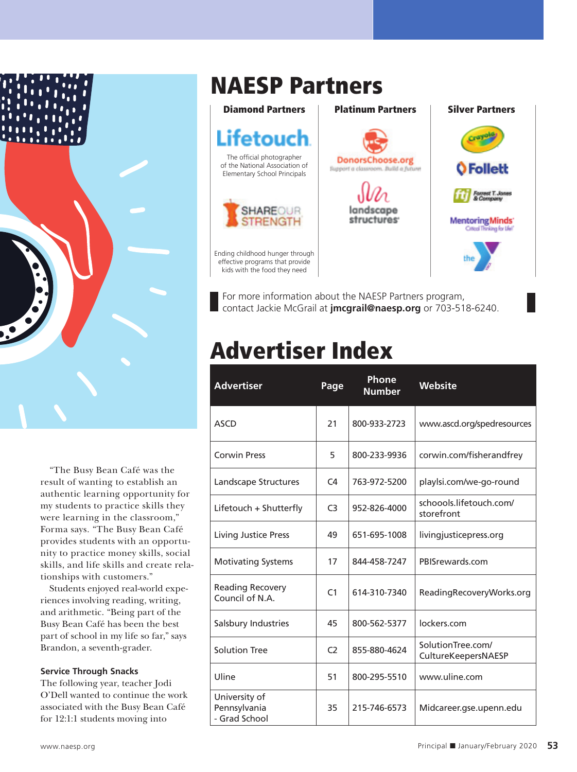"The Busy Bean Café was the result of wanting to establish an authentic learning opportunity for my students to practice skills they were learning in the classroom," Forma says. "The Busy Bean Café provides students with an opportunity to practice money skills, social skills, and life skills and create relationships with customers."

Students enjoyed real-world experiences involving reading, writing, and arithmetic. "Being part of the Busy Bean Café has been the best part of school in my life so far," says Brandon, a seventh-grader.

**Service Through Snacks**

The following year, teacher Jodi O'Dell wanted to continue the work associated with the Busy Bean Café for 12:1:1 students moving into

# NAESP Partners

**Diamond Partners**

Lifetouch — The official photographer of the National Association of Elementary School Principals

Share Our Strength — Ending childhood hunger through effective programs that provide kids with the food they need

**Platinum Partners**

DonorsChoose.org — Support a classroom. Build a future

Landscape Structures

**Silver Partners**

Crayola

Follett

Forrest T. Jones & Company

Mentoring Minds — Critical Thinking for Life!

the Y

For more information about the NAESP Partners program, contact Jackie McGrail at **jmcgrail@naesp.org** or 703-518-6240.

# Advertiser Index

| Advertiser | Page | Phone Number | Website |
|---|---|---|---|
| ASCD | 21 | 800-933-2723 | www.ascd.org/spedresources |
| Corwin Press | 5 | 800-233-9936 | corwin.com/fisherandfrey |
| Landscape Structures | C4 | 763-972-5200 | playlsi.com/we-go-round |
| Lifetouch + Shutterfly | C3 | 952-826-4000 | schoools.lifetouch.com/storefront |
| Living Justice Press | 49 | 651-695-1008 | livingjusticepress.org |
| Motivating Systems | 17 | 844-458-7247 | PBISrewards.com |
| Reading Recovery Council of N.A. | C1 | 614-310-7340 | ReadingRecoveryWorks.org |
| Salsbury Industries | 45 | 800-562-5377 | lockers.com |
| Solution Tree | C2 | 855-880-4624 | SolutionTree.com/CultureKeepersNAESP |
| Uline | 51 | 800-295-5510 | www.uline.com |
| University of Pennsylvania - Grad School | 35 | 215-746-6573 | Midcareer.gse.upenn.edu |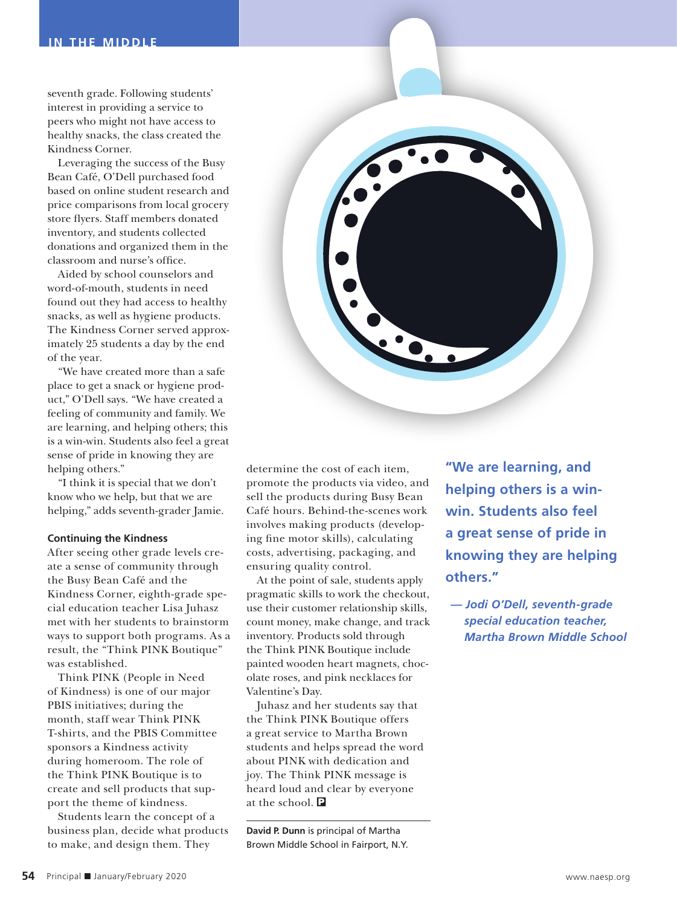seventh grade. Following students' interest in providing a service to peers who might not have access to healthy snacks, the class created the Kindness Corner.

Leveraging the success of the Busy Bean Café, O'Dell purchased food based on online student research and price comparisons from local grocery store flyers. Staff members donated inventory, and students collected donations and organized them in the classroom and nurse's office.

Aided by school counselors and word-of-mouth, students in need found out they had access to healthy snacks, as well as hygiene products. The Kindness Corner served approximately 25 students a day by the end of the year.

"We have created more than a safe place to get a snack or hygiene product," O'Dell says. "We have created a feeling of community and family. We are learning, and helping others; this is a win-win. Students also feel a great sense of pride in knowing they are helping others."

"I think it is special that we don't know who we help, but that we are helping," adds seventh-grader Jamie.

### Continuing the Kindness

After seeing other grade levels create a sense of community through the Busy Bean Café and the Kindness Corner, eighth-grade special education teacher Lisa Juhasz met with her students to brainstorm ways to support both programs. As a result, the "Think PINK Boutique" was established.

Think PINK (People in Need of Kindness) is one of our major PBIS initiatives; during the month, staff wear Think PINK T-shirts, and the PBIS Committee sponsors a Kindness activity during homeroom. The role of the Think PINK Boutique is to create and sell products that support the theme of kindness.

Students learn the concept of a business plan, decide what products to make, and design them. They determine the cost of each item, promote the products via video, and sell the products during Busy Bean Café hours. Behind-the-scenes work involves making products (developing fine motor skills), calculating costs, advertising, packaging, and ensuring quality control.

At the point of sale, students apply pragmatic skills to work the checkout, use their customer relationship skills, count money, make change, and track inventory. Products sold through the Think PINK Boutique include painted wooden heart magnets, chocolate roses, and pink necklaces for Valentine's Day.

Juhasz and her students say that the Think PINK Boutique offers a great service to Martha Brown students and helps spread the word about PINK with dedication and joy. The Think PINK message is heard loud and clear by everyone at the school.

**"We are learning, and helping others is a win-win. Students also feel a great sense of pride in knowing they are helping others."**

***— Jodi O'Dell, seventh-grade special education teacher, Martha Brown Middle School***

---

**David P. Dunn** is principal of Martha Brown Middle School in Fairport, N.Y.